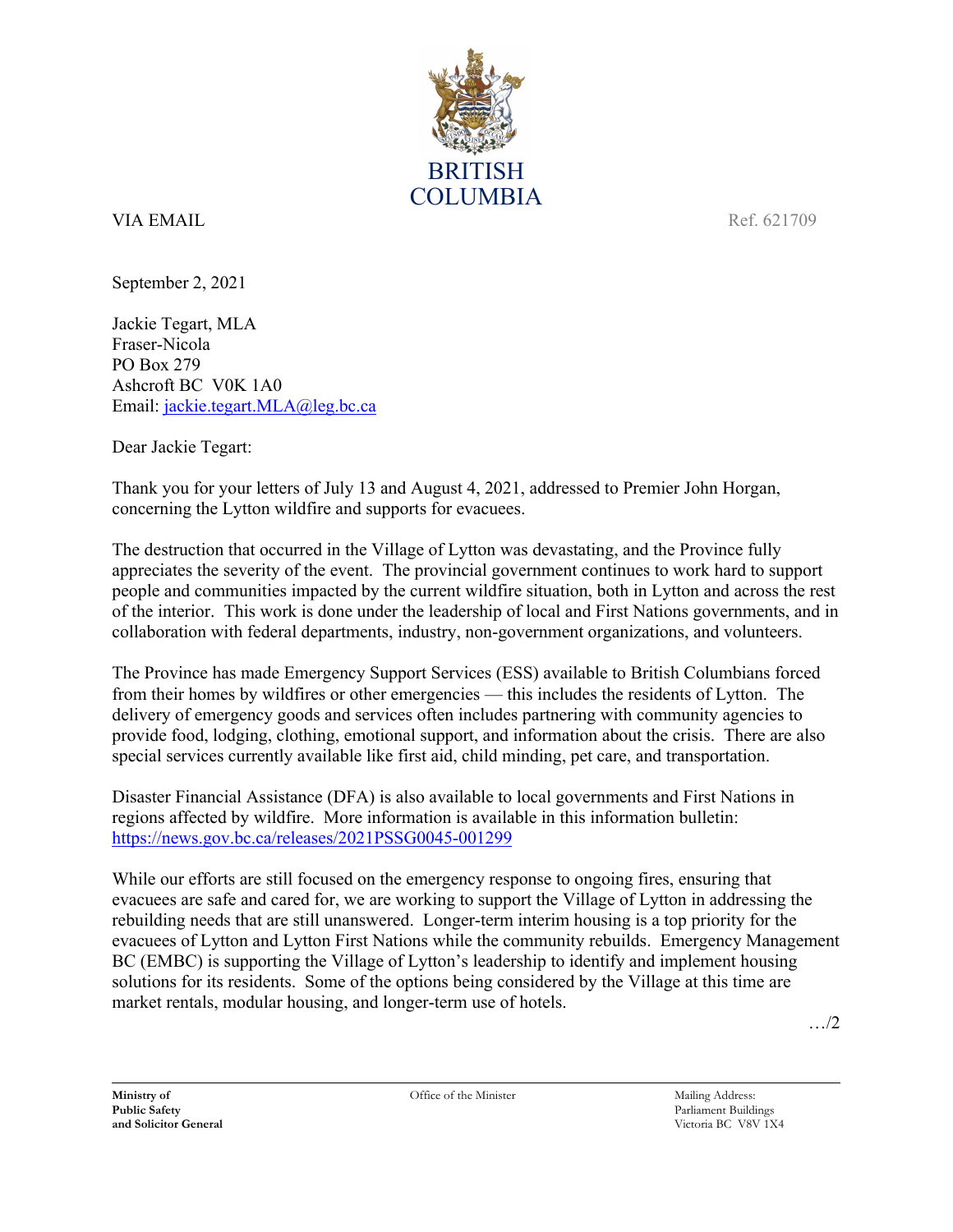BRITISH COLUMBIA

VIA EMAIL Ref. 621709

September 2, 2021

Jackie Tegart, MLA
Fraser-Nicola
PO Box 279
Ashcroft BC V0K 1A0
Email: jackie.tegart.MLA@leg.bc.ca

Dear Jackie Tegart:

Thank you for your letters of July 13 and August 4, 2021, addressed to Premier John Horgan, concerning the Lytton wildfire and supports for evacuees.

The destruction that occurred in the Village of Lytton was devastating, and the Province fully appreciates the severity of the event. The provincial government continues to work hard to support people and communities impacted by the current wildfire situation, both in Lytton and across the rest of the interior. This work is done under the leadership of local and First Nations governments, and in collaboration with federal departments, industry, non-government organizations, and volunteers.

The Province has made Emergency Support Services (ESS) available to British Columbians forced from their homes by wildfires or other emergencies — this includes the residents of Lytton. The delivery of emergency goods and services often includes partnering with community agencies to provide food, lodging, clothing, emotional support, and information about the crisis. There are also special services currently available like first aid, child minding, pet care, and transportation.

Disaster Financial Assistance (DFA) is also available to local governments and First Nations in regions affected by wildfire. More information is available in this information bulletin: https://news.gov.bc.ca/releases/2021PSSG0045-001299

While our efforts are still focused on the emergency response to ongoing fires, ensuring that evacuees are safe and cared for, we are working to support the Village of Lytton in addressing the rebuilding needs that are still unanswered. Longer-term interim housing is a top priority for the evacuees of Lytton and Lytton First Nations while the community rebuilds. Emergency Management BC (EMBC) is supporting the Village of Lytton's leadership to identify and implement housing solutions for its residents. Some of the options being considered by the Village at this time are market rentals, modular housing, and longer-term use of hotels.

…/2

**Ministry of Public Safety and Solicitor General** | Office of the Minister | Mailing Address: Parliament Buildings Victoria BC V8V 1X4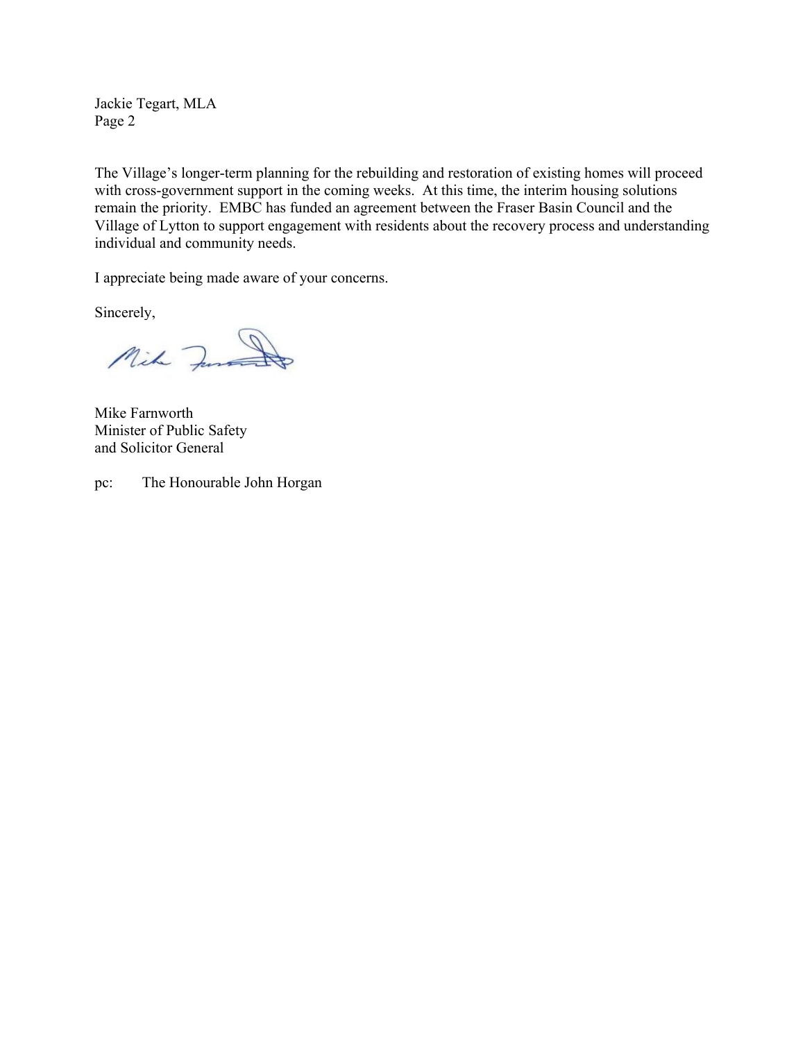The Village's longer-term planning for the rebuilding and restoration of existing homes will proceed with cross-government support in the coming weeks. At this time, the interim housing solutions remain the priority. EMBC has funded an agreement between the Fraser Basin Council and the Village of Lytton to support engagement with residents about the recovery process and understanding individual and community needs.

I appreciate being made aware of your concerns.

Sincerely,

Mike Farnworth
Minister of Public Safety
and Solicitor General

pc: The Honourable John Horgan